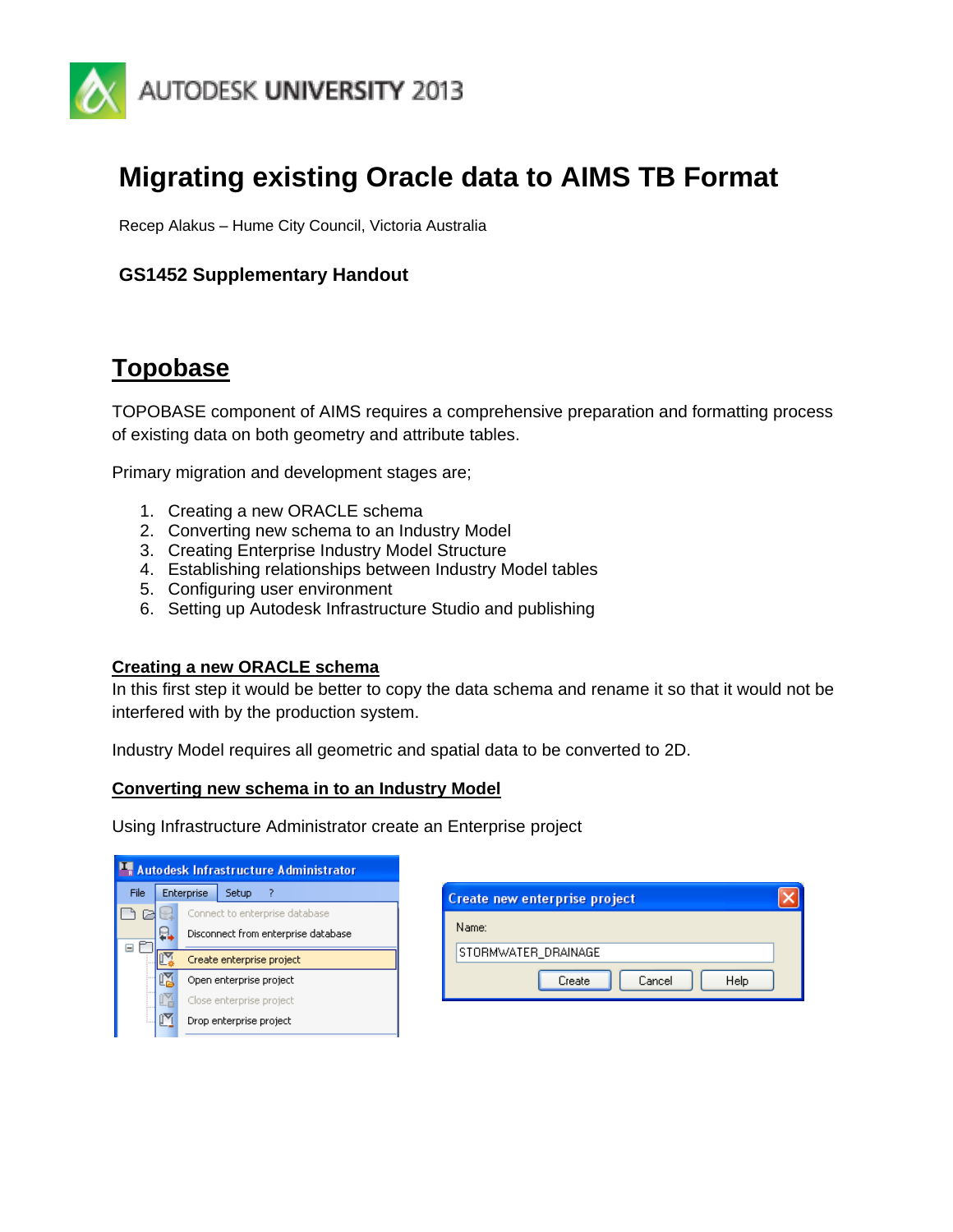AUTODESK UNIVERSITY 2013

# Migrating existing Oracle data to AIMS TB Format

Recep Alakus – Hume City Council, Victoria Australia

**GS1452 Supplementary Handout**

## Topobase

TOPOBASE component of AIMS requires a comprehensive preparation and formatting process of existing data on both geometry and attribute tables.

Primary migration and development stages are;

1. Creating a new ORACLE schema
2. Converting new schema to an Industry Model
3. Creating Enterprise Industry Model Structure
4. Establishing relationships between Industry Model tables
5. Configuring user environment
6. Setting up Autodesk Infrastructure Studio and publishing

### Creating a new ORACLE schema

In this first step it would be better to copy the data schema and rename it so that it would not be interfered with by the production system.

Industry Model requires all geometric and spatial data to be converted to 2D.

### Converting new schema in to an Industry Model

Using Infrastructure Administrator create an Enterprise project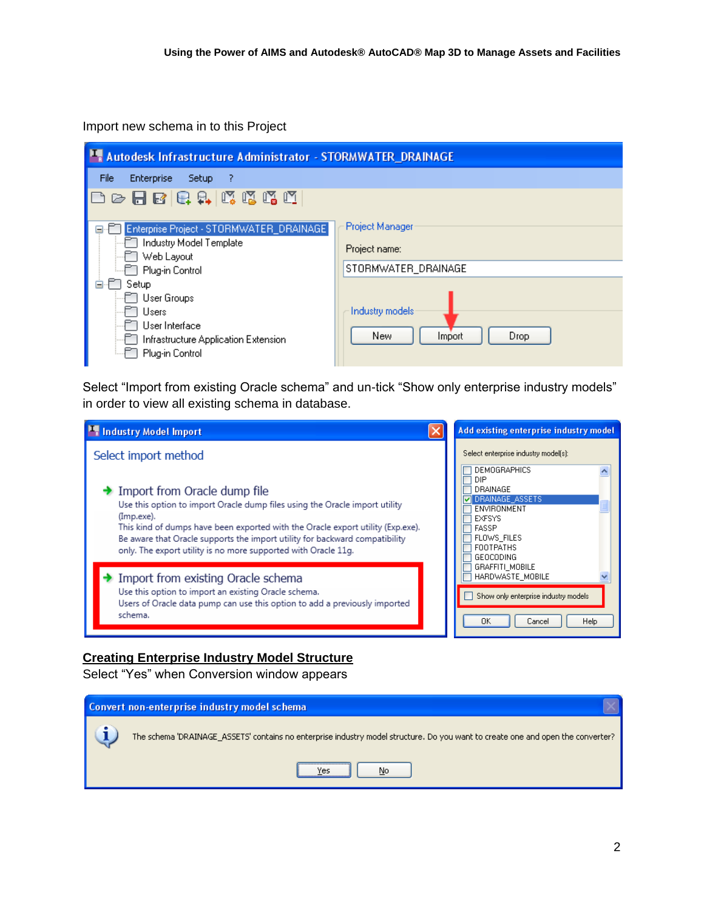Import new schema in to this Project

Select "Import from existing Oracle schema" and un-tick "Show only enterprise industry models" in order to view all existing schema in database.

## Creating Enterprise Industry Model Structure

Select "Yes" when Conversion window appears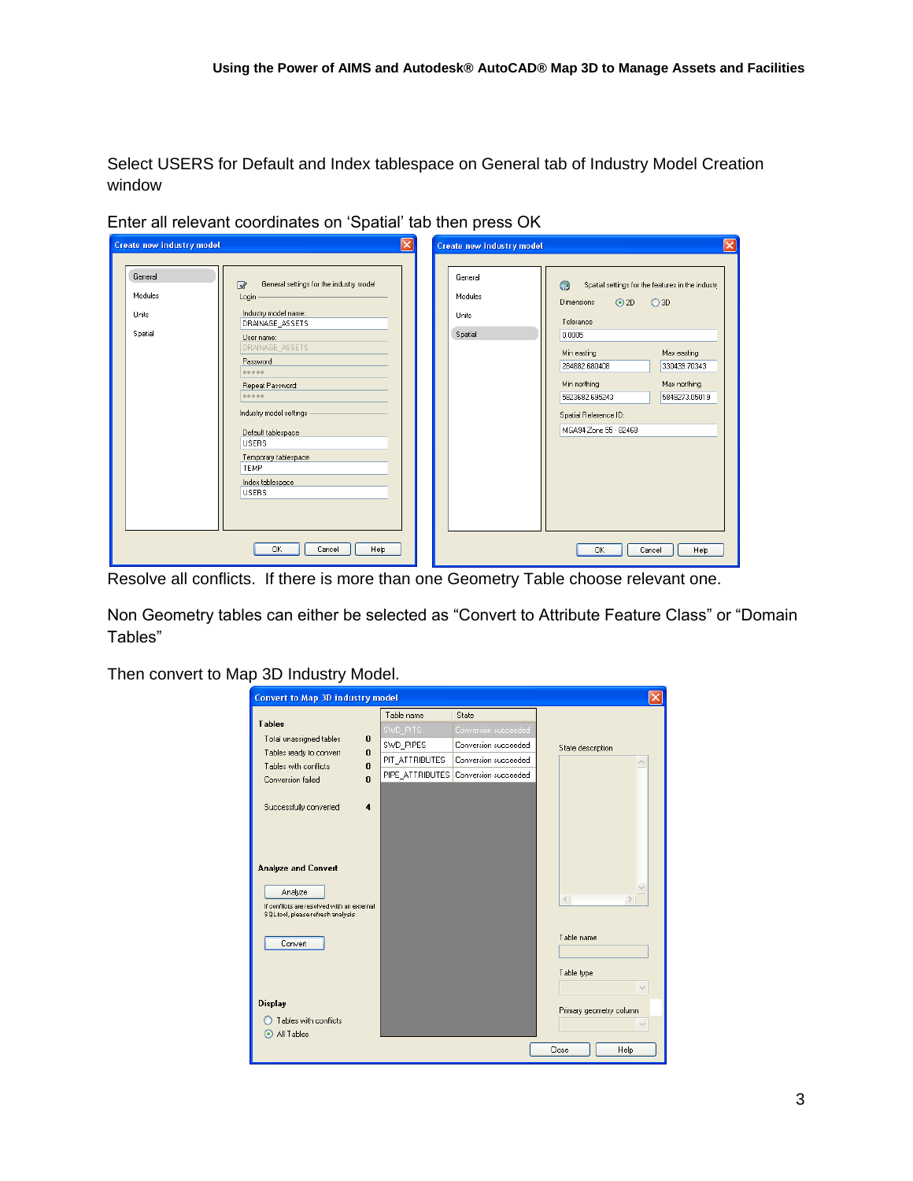Select USERS for Default and Index tablespace on General tab of Industry Model Creation window

Enter all relevant coordinates on 'Spatial' tab then press OK

Resolve all conflicts. If there is more than one Geometry Table choose relevant one.

Non Geometry tables can either be selected as "Convert to Attribute Feature Class" or "Domain Tables"

Then convert to Map 3D Industry Model.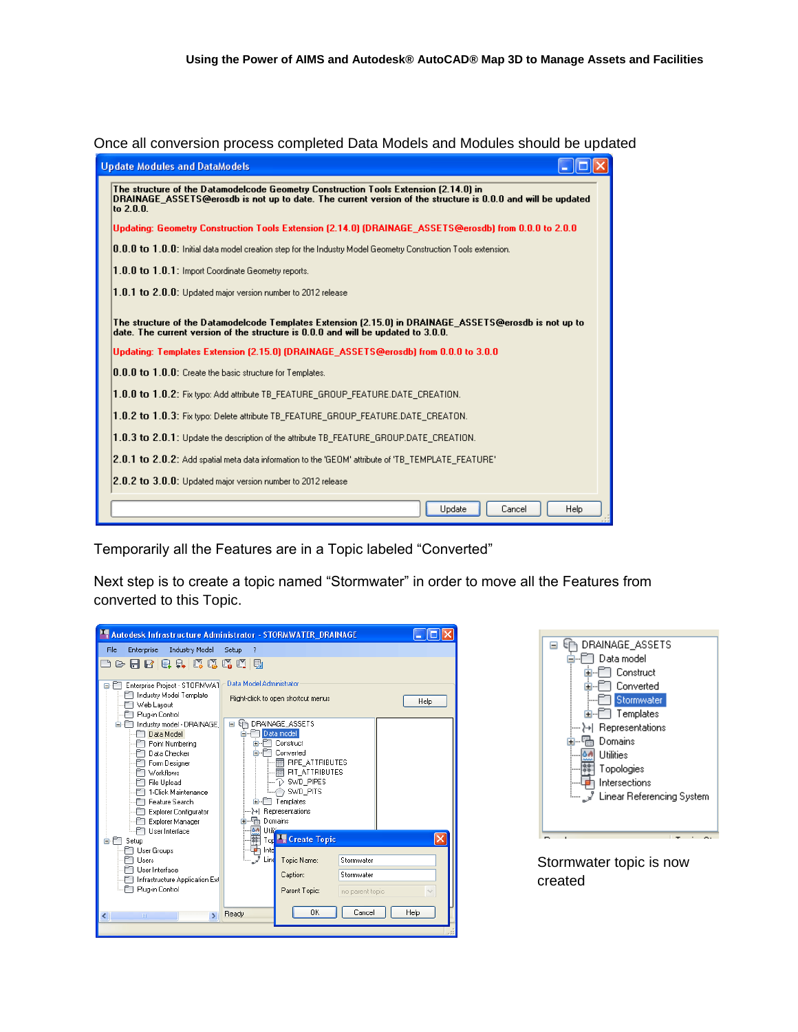Once all conversion process completed Data Models and Modules should be updated

Temporarily all the Features are in a Topic labeled “Converted”

Next step is to create a topic named “Stormwater” in order to move all the Features from converted to this Topic.

Stormwater topic is now created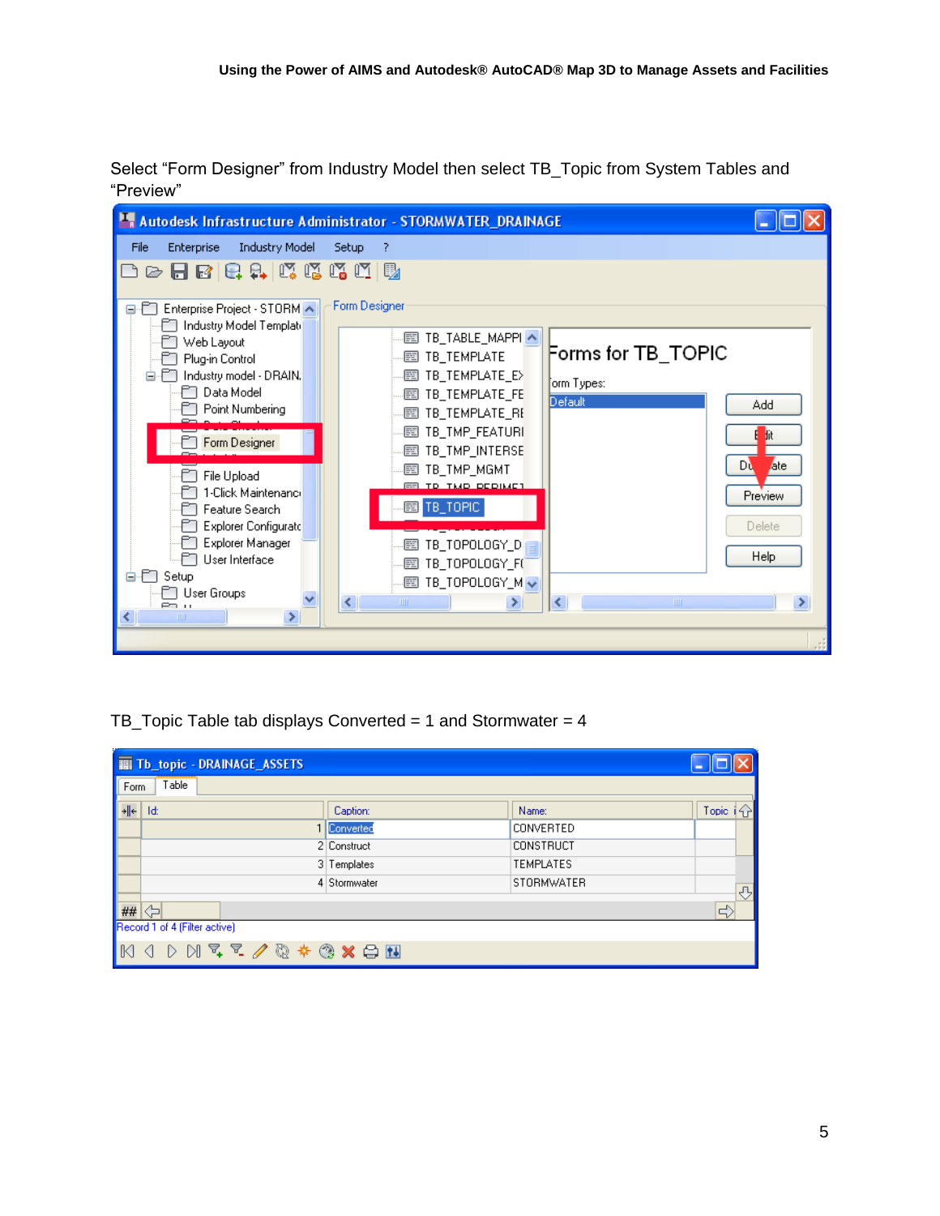Select “Form Designer” from Industry Model then select TB_Topic from System Tables and “Preview”

TB_Topic Table tab displays Converted = 1 and Stormwater = 4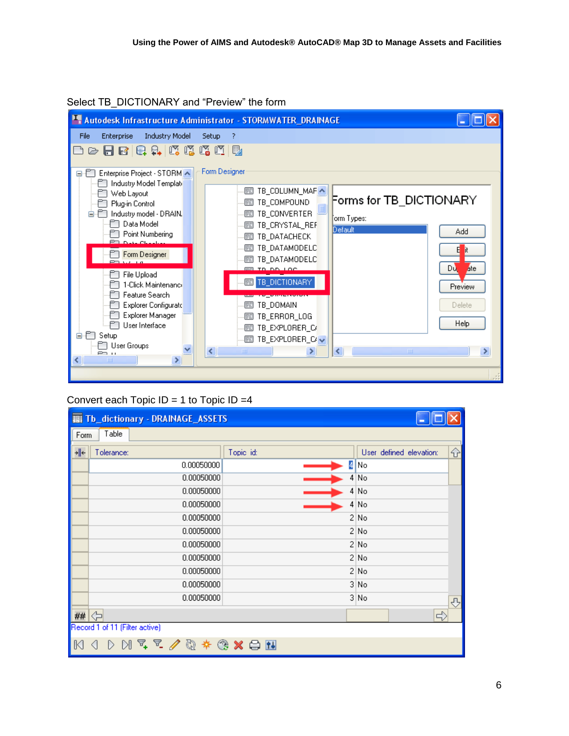Select TB_DICTIONARY and "Preview" the form

Convert each Topic ID = 1 to Topic ID =4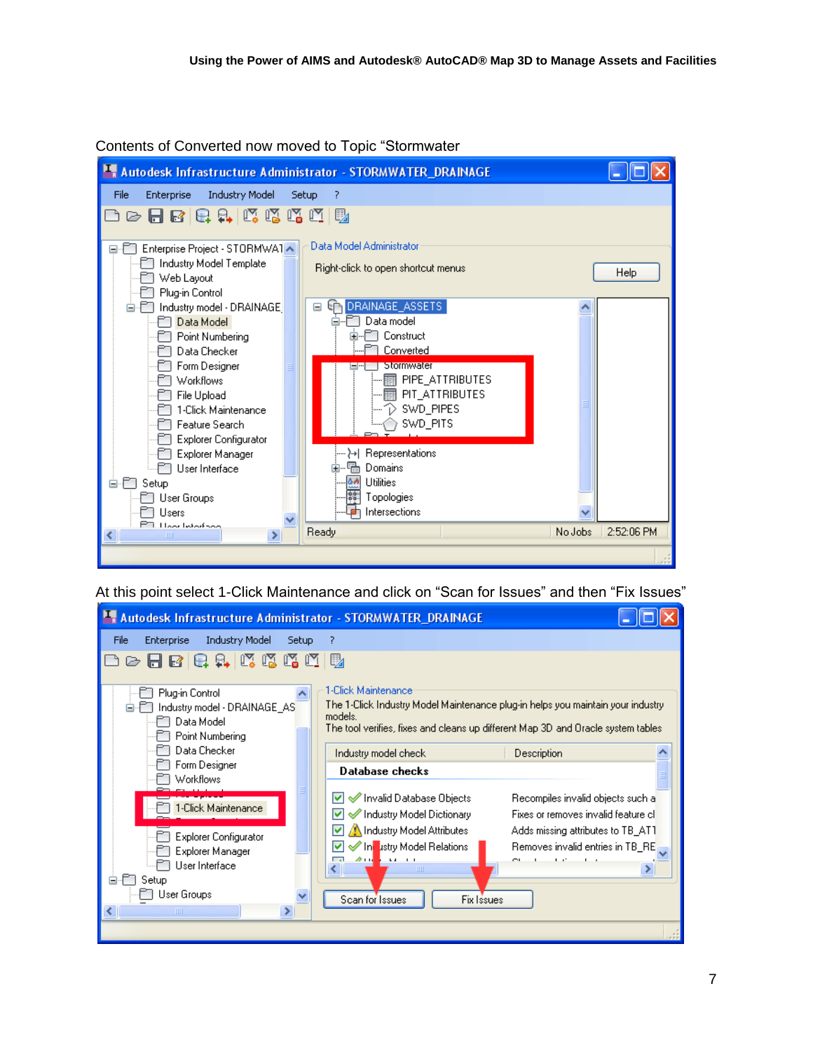Contents of Converted now moved to Topic "Stormwater

At this point select 1-Click Maintenance and click on "Scan for Issues" and then "Fix Issues"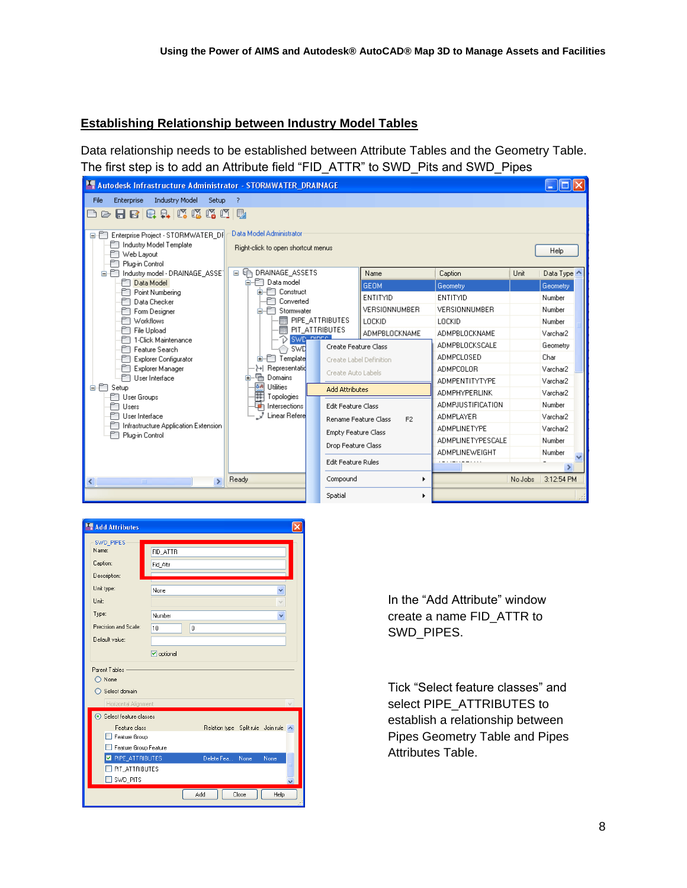## Establishing Relationship between Industry Model Tables

Data relationship needs to be established between Attribute Tables and the Geometry Table. The first step is to add an Attribute field "FID_ATTR" to SWD_Pits and SWD_Pipes

In the "Add Attribute" window create a name FID_ATTR to SWD_PIPES.

Tick "Select feature classes" and select PIPE_ATTRIBUTES to establish a relationship between Pipes Geometry Table and Pipes Attributes Table.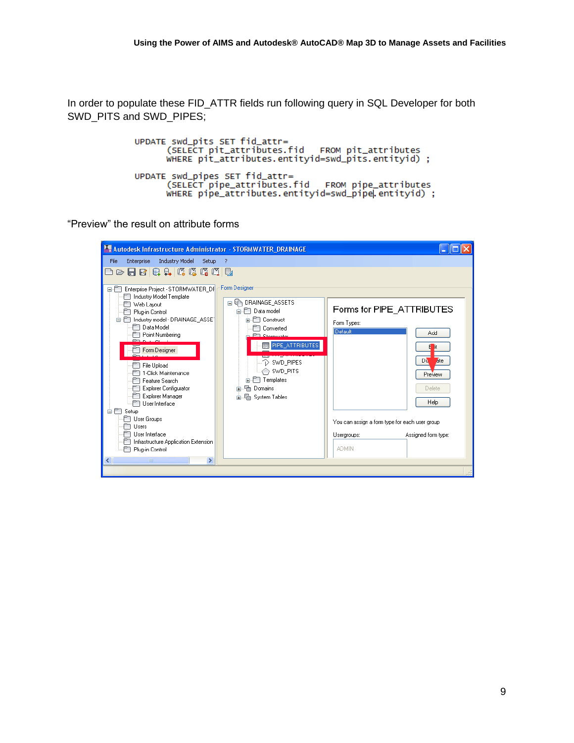In order to populate these FID_ATTR fields run following query in SQL Developer for both SWD_PITS and SWD_PIPES;

```
UPDATE swd_pits SET fid_attr=
      (SELECT pit_attributes.fid   FROM pit_attributes
      WHERE pit_attributes.entityid=swd_pits.entityid) ;

UPDATE swd_pipes SET fid_attr=
      (SELECT pipe_attributes.fid   FROM pipe_attributes
      WHERE pipe_attributes.entityid=swd_pipe.entityid) ;
```

“Preview” the result on attribute forms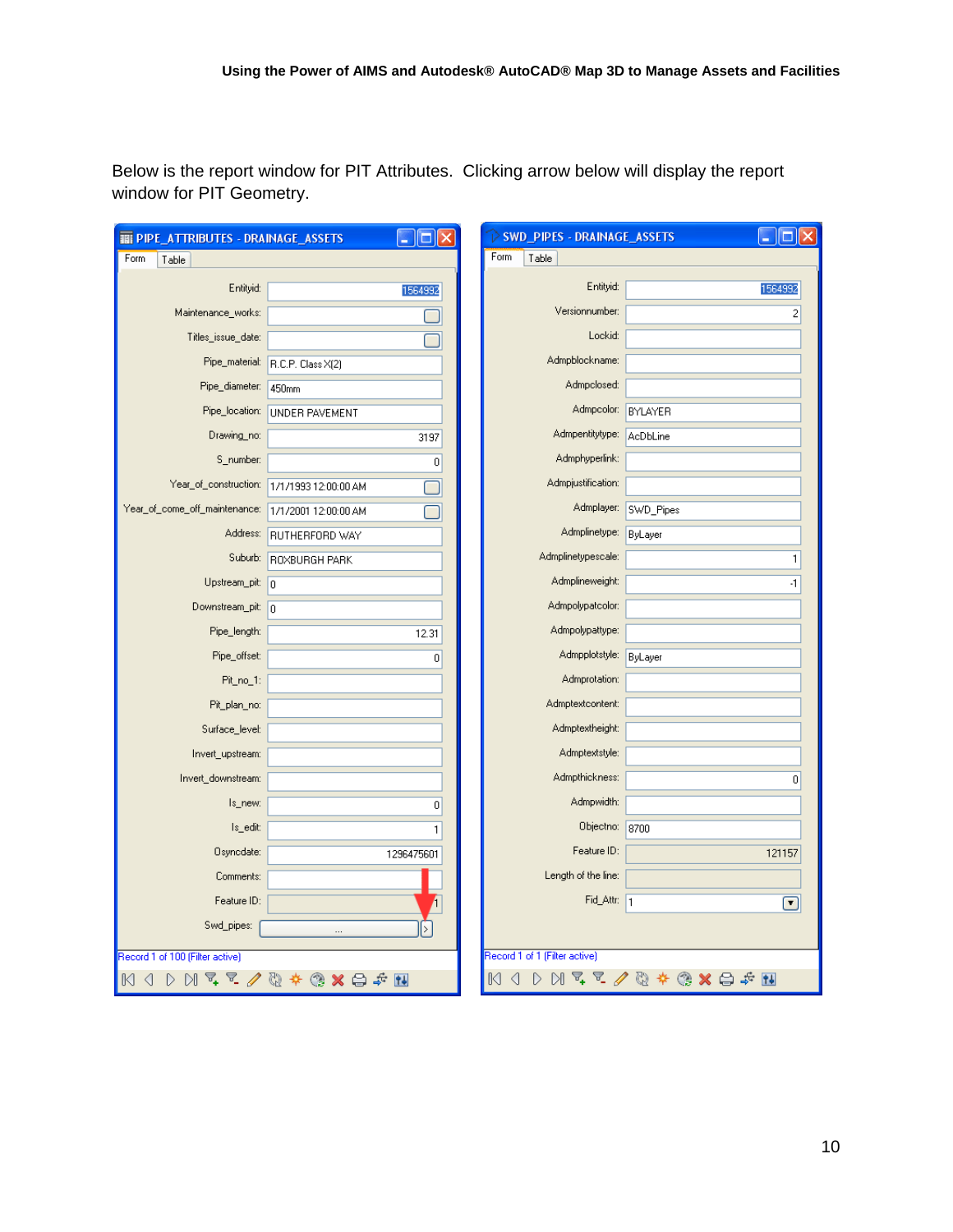Below is the report window for PIT Attributes.  Clicking arrow below will display the report window for PIT Geometry.

**PIPE_ATTRIBUTES - DRAINAGE_ASSETS**

| Field | Value |
|---|---|
| Entityid: | 1564992 |
| Maintenance_works: | |
| Titles_issue_date: | |
| Pipe_material: | R.C.P. Class X(2) |
| Pipe_diameter: | 450mm |
| Pipe_location: | UNDER PAVEMENT |
| Drawing_no: | 3197 |
| S_number: | 0 |
| Year_of_construction: | 1/1/1993 12:00:00 AM |
| Year_of_come_off_maintenance: | 1/1/2001 12:00:00 AM |
| Address: | RUTHERFORD WAY |
| Suburb: | ROXBURGH PARK |
| Upstream_pit: | 0 |
| Downstream_pit: | 0 |
| Pipe_length: | 12.31 |
| Pipe_offset: | 0 |
| Pit_no_1: | |
| Pit_plan_no: | |
| Surface_level: | |
| Invert_upstream: | |
| Invert_downstream: | |
| Is_new: | 0 |
| Is_edit: | 1 |
| Osyncdate: | 1296475601 |
| Comments: | |
| Feature ID: | 1 |
| Swd_pipes: | ... |

Record 1 of 100 (Filter active)

**SWD_PIPES - DRAINAGE_ASSETS**

| Field | Value |
|---|---|
| Entityid: | 1564992 |
| Versionnumber: | 2 |
| Lockid: | |
| Admpblockname: | |
| Admpclosed: | |
| Admpcolor: | BYLAYER |
| Admpentitytype: | AcDbLine |
| Admphyperlink: | |
| Admpjustification: | |
| Admplayer: | SWD_Pipes |
| Admplinetype: | ByLayer |
| Admplinetypescale: | 1 |
| Admplineweight: | -1 |
| Admpolypatcolor: | |
| Admpolypattype: | |
| Admpplotstyle: | ByLayer |
| Admprotation: | |
| Admptextcontent: | |
| Admptextheight: | |
| Admptextstyle: | |
| Admpthickness: | 0 |
| Admpwidth: | |
| Objectno: | 8700 |
| Feature ID: | 121157 |
| Length of the line: | |
| Fid_Attr: | 1 |

Record 1 of 1 (Filter active)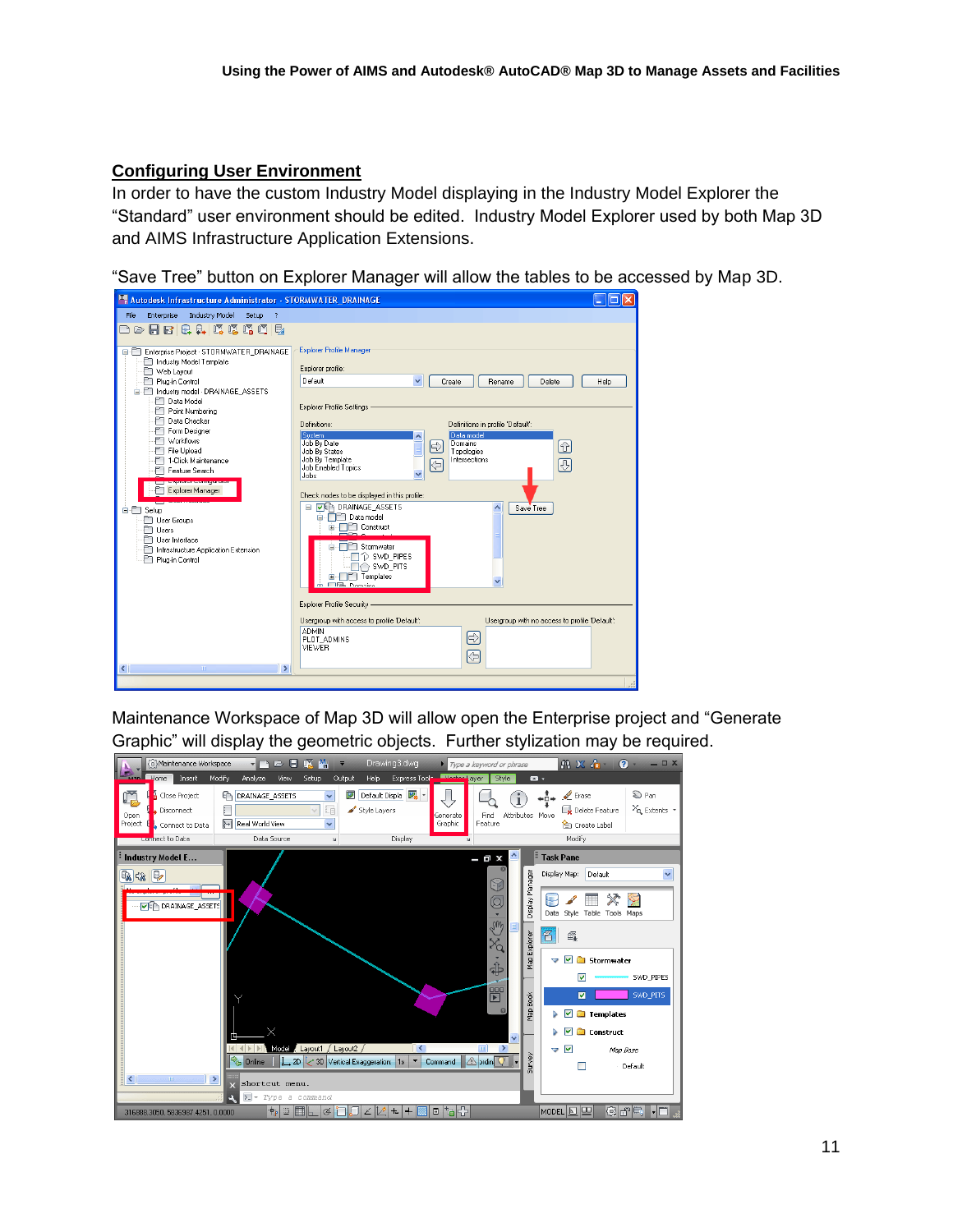## Configuring User Environment

In order to have the custom Industry Model displaying in the Industry Model Explorer the "Standard" user environment should be edited.  Industry Model Explorer used by both Map 3D and AIMS Infrastructure Application Extensions.

"Save Tree" button on Explorer Manager will allow the tables to be accessed by Map 3D.

Maintenance Workspace of Map 3D will allow open the Enterprise project and "Generate Graphic" will display the geometric objects.  Further stylization may be required.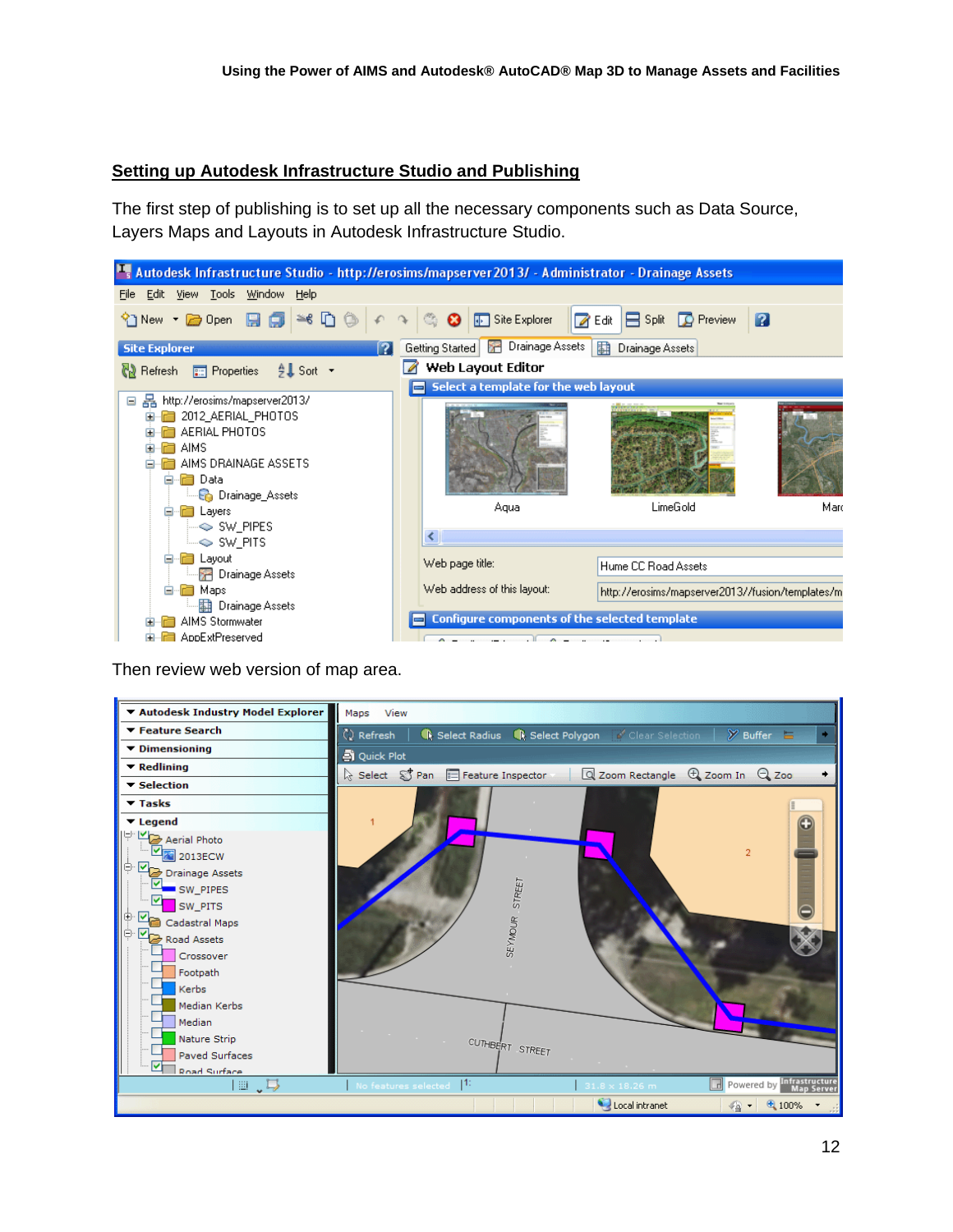## Setting up Autodesk Infrastructure Studio and Publishing

The first step of publishing is to set up all the necessary components such as Data Source, Layers Maps and Layouts in Autodesk Infrastructure Studio.

Then review web version of map area.